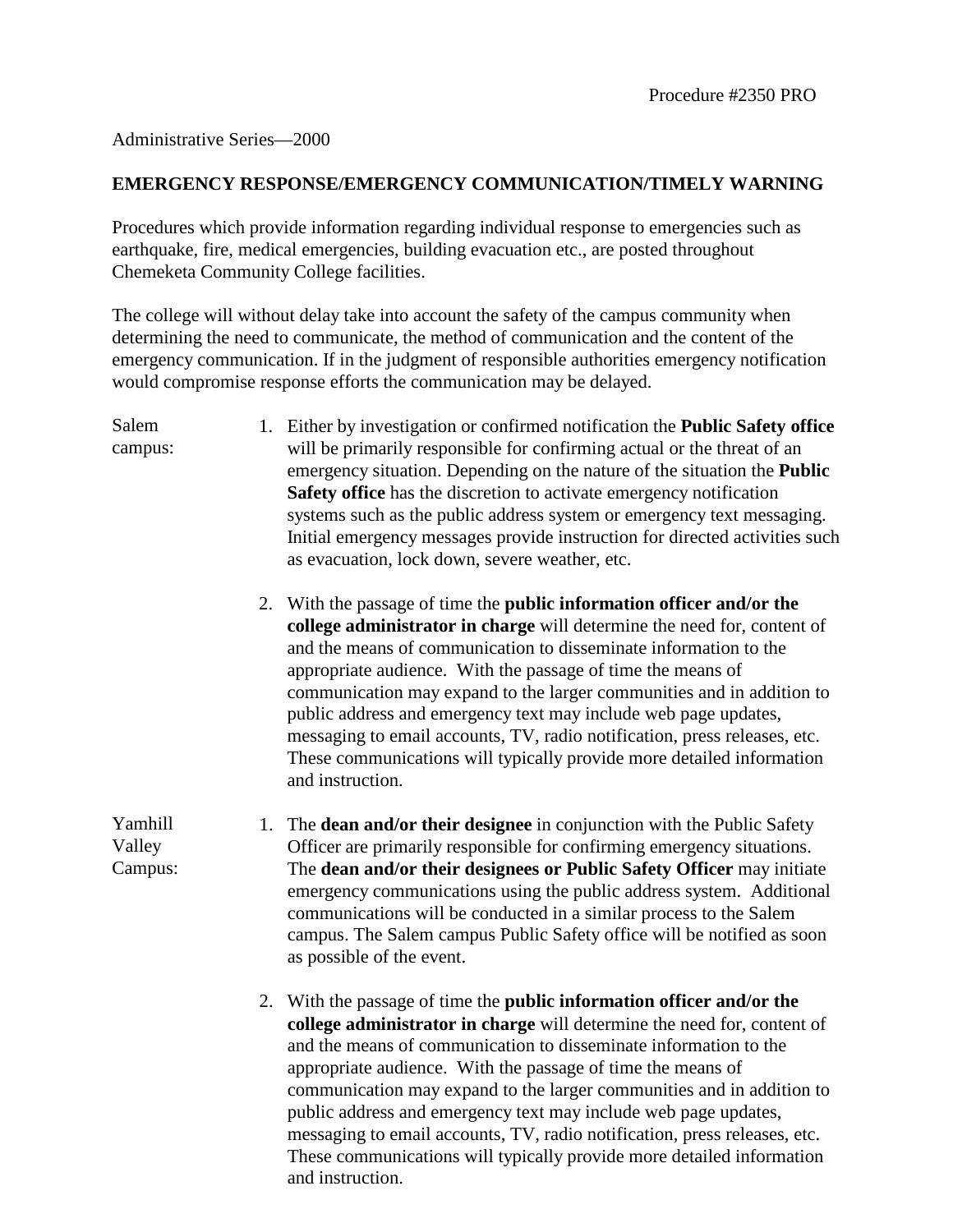Procedure #2350 PRO

Administrative Series—2000

**EMERGENCY RESPONSE/EMERGENCY COMMUNICATION/TIMELY WARNING**

Procedures which provide information regarding individual response to emergencies such as earthquake, fire, medical emergencies, building evacuation etc., are posted throughout Chemeketa Community College facilities.

The college will without delay take into account the safety of the campus community when determining the need to communicate, the method of communication and the content of the emergency communication. If in the judgment of responsible authorities emergency notification would compromise response efforts the communication may be delayed.

Salem campus:

1. Either by investigation or confirmed notification the **Public Safety office** will be primarily responsible for confirming actual or the threat of an emergency situation. Depending on the nature of the situation the **Public Safety office** has the discretion to activate emergency notification systems such as the public address system or emergency text messaging. Initial emergency messages provide instruction for directed activities such as evacuation, lock down, severe weather, etc.

2. With the passage of time the **public information officer and/or the college administrator in charge** will determine the need for, content of and the means of communication to disseminate information to the appropriate audience. With the passage of time the means of communication may expand to the larger communities and in addition to public address and emergency text may include web page updates, messaging to email accounts, TV, radio notification, press releases, etc. These communications will typically provide more detailed information and instruction.

Yamhill Valley Campus:

1. The **dean and/or their designee** in conjunction with the Public Safety Officer are primarily responsible for confirming emergency situations. The **dean and/or their designees or Public Safety Officer** may initiate emergency communications using the public address system. Additional communications will be conducted in a similar process to the Salem campus. The Salem campus Public Safety office will be notified as soon as possible of the event.

2. With the passage of time the **public information officer and/or the college administrator in charge** will determine the need for, content of and the means of communication to disseminate information to the appropriate audience. With the passage of time the means of communication may expand to the larger communities and in addition to public address and emergency text may include web page updates, messaging to email accounts, TV, radio notification, press releases, etc. These communications will typically provide more detailed information and instruction.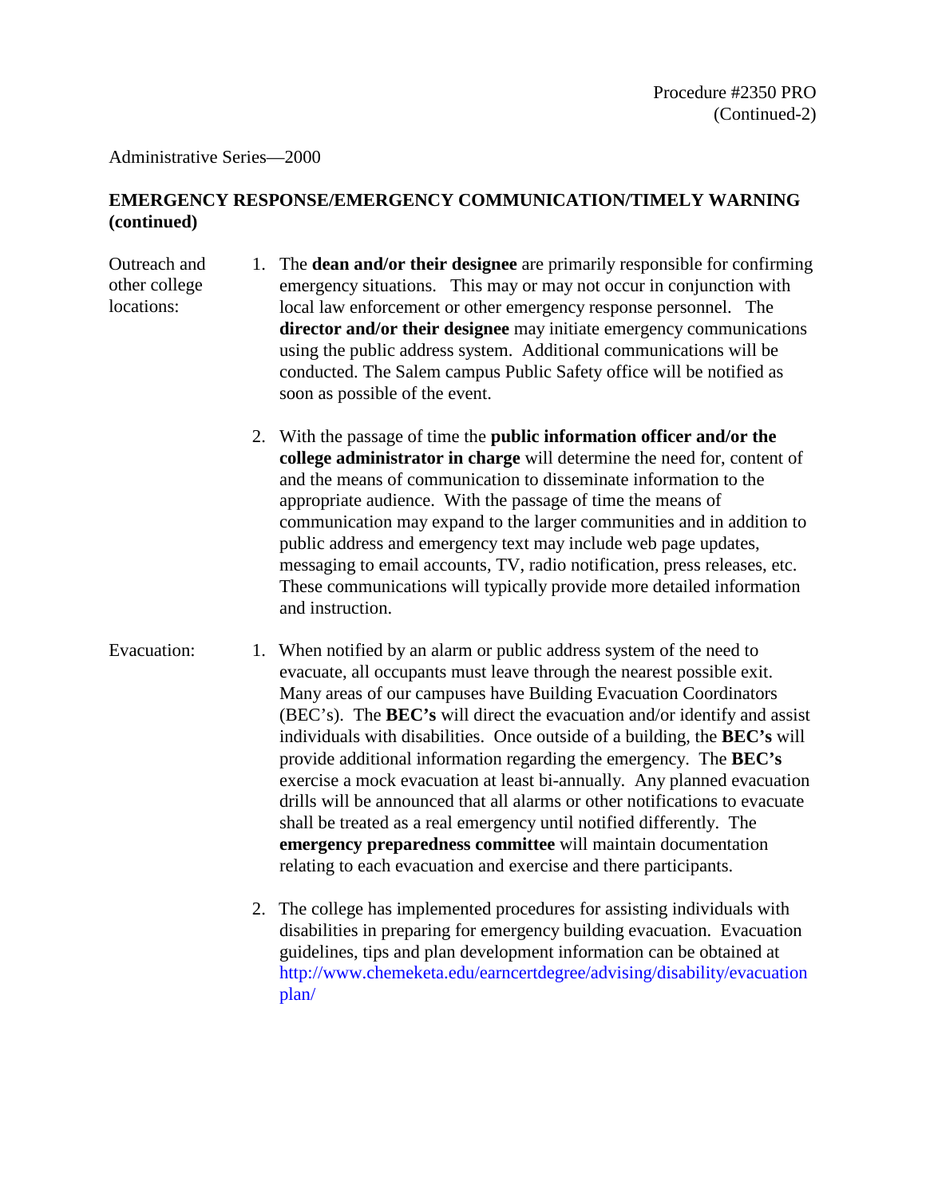Administrative Series—2000

**EMERGENCY RESPONSE/EMERGENCY COMMUNICATION/TIMELY WARNING (continued)**

Outreach and other college locations:

1. The **dean and/or their designee** are primarily responsible for confirming emergency situations. This may or may not occur in conjunction with local law enforcement or other emergency response personnel. The **director and/or their designee** may initiate emergency communications using the public address system. Additional communications will be conducted. The Salem campus Public Safety office will be notified as soon as possible of the event.

2. With the passage of time the **public information officer and/or the college administrator in charge** will determine the need for, content of and the means of communication to disseminate information to the appropriate audience. With the passage of time the means of communication may expand to the larger communities and in addition to public address and emergency text may include web page updates, messaging to email accounts, TV, radio notification, press releases, etc. These communications will typically provide more detailed information and instruction.

Evacuation:

1. When notified by an alarm or public address system of the need to evacuate, all occupants must leave through the nearest possible exit. Many areas of our campuses have Building Evacuation Coordinators (BEC's). The **BEC's** will direct the evacuation and/or identify and assist individuals with disabilities. Once outside of a building, the **BEC's** will provide additional information regarding the emergency. The **BEC's** exercise a mock evacuation at least bi-annually. Any planned evacuation drills will be announced that all alarms or other notifications to evacuate shall be treated as a real emergency until notified differently. The **emergency preparedness committee** will maintain documentation relating to each evacuation and exercise and there participants.

2. The college has implemented procedures for assisting individuals with disabilities in preparing for emergency building evacuation. Evacuation guidelines, tips and plan development information can be obtained at http://www.chemeketa.edu/earncertdegree/advising/disability/evacuationplan/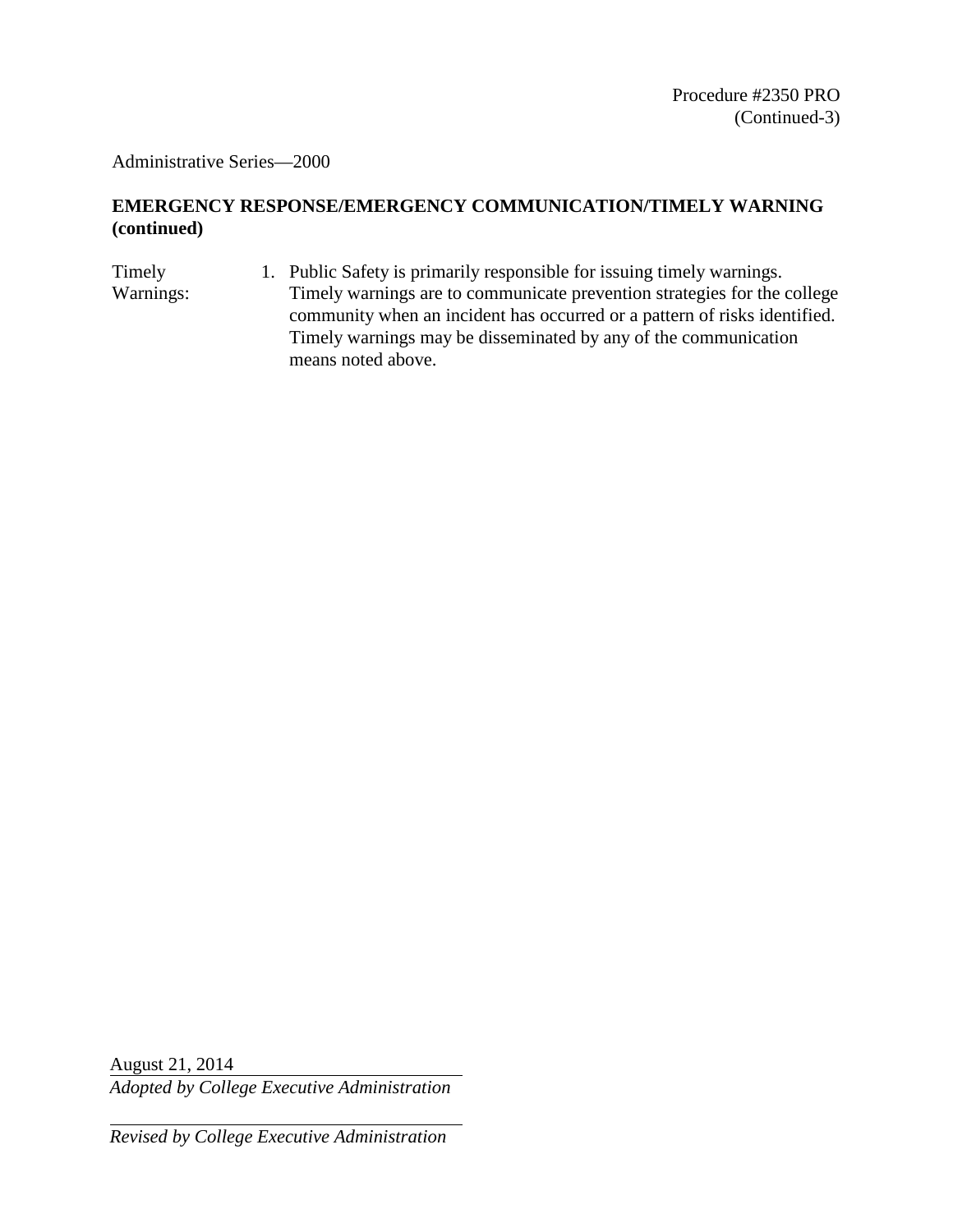Administrative Series—2000

**EMERGENCY RESPONSE/EMERGENCY COMMUNICATION/TIMELY WARNING (continued)**

Timely Warnings:

1. Public Safety is primarily responsible for issuing timely warnings. Timely warnings are to communicate prevention strategies for the college community when an incident has occurred or a pattern of risks identified. Timely warnings may be disseminated by any of the communication means noted above.

August 21, 2014
*Adopted by College Executive Administration*

*Revised by College Executive Administration*